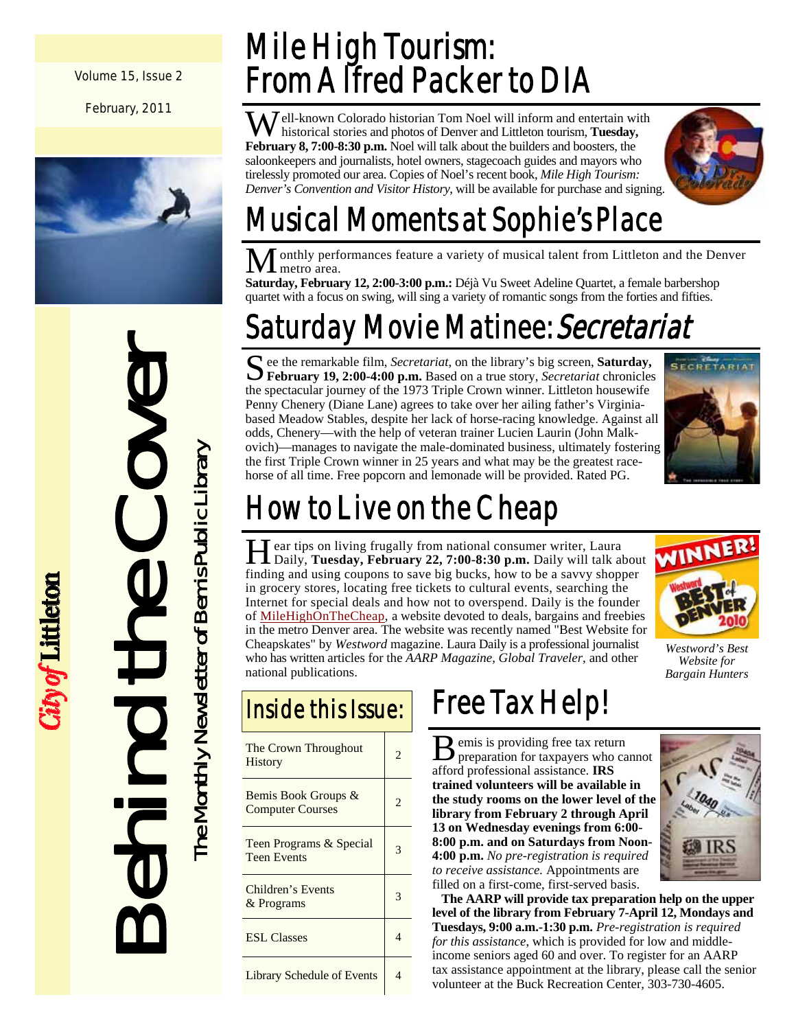Volume 15, Issue 2

February, 2011

# Behind the Cover

The Monthly Newsletter of Bemis Public Library

City of Littleton

# Mile High Tourism: From Alfred Packer to DIA

Well-known Colorado historian Tom Noel will inform and entertain with historical stories and photos of Denver and Littleton tourism, **Tuesday, February 8, 7:00-8:30 p.m.** Noel will talk about the builders and boosters, the saloonkeepers and journalists, hotel owners, stagecoach guides and mayors who tirelessly promoted our area. Copies of Noel's recent book, *Mile High Tourism: Denver's Convention and Visitor History*, will be available for purchase and signing.

# Musical Moments at Sophie's Place

Monthly performances feature a variety of musical talent from Littleton and the Denver metro area.

**Saturday, February 12, 2:00-3:00 p.m.:** Déjà Vu Sweet Adeline Quartet, a female barbershop quartet with a focus on swing, will sing a variety of romantic songs from the forties and fifties.

# Saturday Movie Matinee: *Secretariat*

See the remarkable film, *Secretariat*, on the library's big screen, **Saturday, February 19, 2:00-4:00 p.m.** Based on a true story, *Secretariat* chronicles the spectacular journey of the 1973 Triple Crown winner. Littleton housewife Penny Chenery (Diane Lane) agrees to take over her ailing father's Virginia-based Meadow Stables, despite her lack of horse-racing knowledge. Against all odds, Chenery—with the help of veteran trainer Lucien Laurin (John Malkovich)—manages to navigate the male-dominated business, ultimately fostering the first Triple Crown winner in 25 years and what may be the greatest racehorse of all time. Free popcorn and lemonade will be provided. Rated PG.

# How to Live on the Cheap

Hear tips on living frugally from national consumer writer, Laura Daily, **Tuesday, February 22, 7:00-8:30 p.m.** Daily will talk about finding and using coupons to save big bucks, how to be a savvy shopper in grocery stores, locating free tickets to cultural events, searching the Internet for special deals and how not to overspend. Daily is the founder of MileHighOnTheCheap, a website devoted to deals, bargains and freebies in the metro Denver area. The website was recently named "Best Website for Cheapskates" by *Westword* magazine. Laura Daily is a professional journalist who has written articles for the *AARP Magazine*, *Global Traveler*, and other national publications.

*Westword's Best Website for Bargain Hunters*

## Inside this Issue:

| | |
|---|---|
| The Crown Throughout History | 2 |
| Bemis Book Groups & Computer Courses | 2 |
| Teen Programs & Special Teen Events | 3 |
| Children's Events & Programs | 3 |
| ESL Classes | 4 |
| Library Schedule of Events | 4 |

# Free Tax Help!

Bemis is providing free tax return preparation for taxpayers who cannot afford professional assistance. **IRS trained volunteers will be available in the study rooms on the lower level of the library from February 2 through April 13 on Wednesday evenings from 6:00-8:00 p.m. and on Saturdays from Noon-4:00 p.m.** *No pre-registration is required to receive assistance.* Appointments are filled on a first-come, first-served basis.

**The AARP will provide tax preparation help on the upper level of the library from February 7-April 12, Mondays and Tuesdays, 9:00 a.m.-1:30 p.m.** *Pre-registration is required for this assistance*, which is provided for low and middle-income seniors aged 60 and over. To register for an AARP tax assistance appointment at the library, please call the senior volunteer at the Buck Recreation Center, 303-730-4605.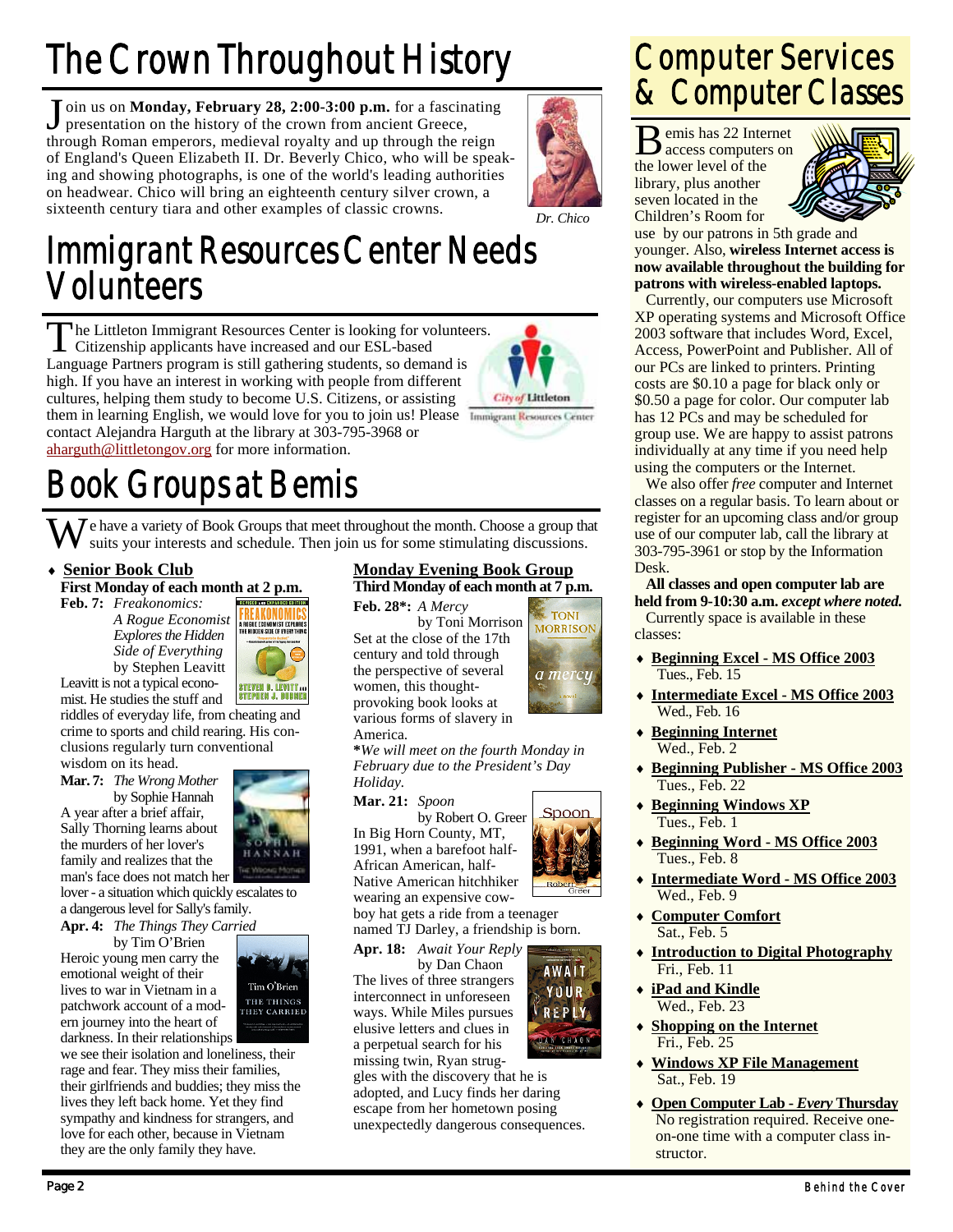# The Crown Throughout History

Join us on **Monday, February 28, 2:00-3:00 p.m.** for a fascinating presentation on the history of the crown from ancient Greece, through Roman emperors, medieval royalty and up through the reign of England's Queen Elizabeth II. Dr. Beverly Chico, who will be speaking and showing photographs, is one of the world's leading authorities on headwear. Chico will bring an eighteenth century silver crown, a sixteenth century tiara and other examples of classic crowns.

*Dr. Chico*

# Immigrant Resources Center Needs Volunteers

The Littleton Immigrant Resources Center is looking for volunteers. Citizenship applicants have increased and our ESL-based Language Partners program is still gathering students, so demand is high. If you have an interest in working with people from different cultures, helping them study to become U.S. Citizens, or assisting them in learning English, we would love for you to join us! Please contact Alejandra Harguth at the library at 303-795-3968 or aharguth@littletongov.org for more information.

# Book Groups at Bemis

We have a variety of Book Groups that meet throughout the month. Choose a group that suits your interests and schedule. Then join us for some stimulating discussions.

## Senior Book Club

**First Monday of each month at 2 p.m.**

**Feb. 7:** *Freakonomics: A Rogue Economist Explores the Hidden Side of Everything* by Stephen Leavitt

Leavitt is not a typical economist. He studies the stuff and riddles of everyday life, from cheating and crime to sports and child rearing. His conclusions regularly turn conventional wisdom on its head.

**Mar. 7:** *The Wrong Mother* by Sophie Hannah

A year after a brief affair, Sally Thorning learns about the murders of her lover's family and realizes that the man's face does not match her lover - a situation which quickly escalates to a dangerous level for Sally's family.

**Apr. 4:** *The Things They Carried* by Tim O'Brien

Heroic young men carry the emotional weight of their lives to war in Vietnam in a patchwork account of a modern journey into the heart of darkness. In their relationships we see their isolation and loneliness, their rage and fear. They miss their families, their girlfriends and buddies; they miss the lives they left back home. Yet they find sympathy and kindness for strangers, and love for each other, because in Vietnam they are the only family they have.

## Monday Evening Book Group

**Third Monday of each month at 7 p.m.**

**Feb. 28\*:** *A Mercy* by Toni Morrison

Set at the close of the 17th century and told through the perspective of several women, this thought-provoking book looks at various forms of slavery in America.

**\****We will meet on the fourth Monday in February due to the President's Day Holiday.*

**Mar. 21:** *Spoon* by Robert O. Greer

In Big Horn County, MT, 1991, when a barefoot half-African American, half-Native American hitchhiker wearing an expensive cowboy hat gets a ride from a teenager named TJ Darley, a friendship is born.

**Apr. 18:** *Await Your Reply* by Dan Chaon

The lives of three strangers interconnect in unforeseen ways. While Miles pursues elusive letters and clues in a perpetual search for his missing twin, Ryan struggles with the discovery that he is adopted, and Lucy finds her daring escape from her hometown posing unexpectedly dangerous consequences.

# Computer Services & Computer Classes

Bemis has 22 Internet access computers on the lower level of the library, plus another seven located in the Children's Room for use by our patrons in 5th grade and younger. Also, **wireless Internet access is now available throughout the building for patrons with wireless-enabled laptops.**

Currently, our computers use Microsoft XP operating systems and Microsoft Office 2003 software that includes Word, Excel, Access, PowerPoint and Publisher. All of our PCs are linked to printers. Printing costs are $0.10 a page for black only or $0.50 a page for color. Our computer lab has 12 PCs and may be scheduled for group use. We are happy to assist patrons individually at any time if you need help using the computers or the Internet.

We also offer *free* computer and Internet classes on a regular basis. To learn about or register for an upcoming class and/or group use of our computer lab, call the library at 303-795-3961 or stop by the Information Desk.

**All classes and open computer lab are held from 9-10:30 a.m.** ***except where noted.*** Currently space is available in these classes:

- **Beginning Excel - MS Office 2003**
  Tues., Feb. 15
- **Intermediate Excel - MS Office 2003**
  Wed., Feb. 16
- **Beginning Internet**
  Wed., Feb. 2
- **Beginning Publisher - MS Office 2003**
  Tues., Feb. 22
- **Beginning Windows XP**
  Tues., Feb. 1
- **Beginning Word - MS Office 2003**
  Tues., Feb. 8
- **Intermediate Word - MS Office 2003**
  Wed., Feb. 9
- **Computer Comfort**
  Sat., Feb. 5
- **Introduction to Digital Photography**
  Fri., Feb. 11
- **iPad and Kindle**
  Wed., Feb. 23
- **Shopping on the Internet**
  Fri., Feb. 25
- **Windows XP File Management**
  Sat., Feb. 19
- **Open Computer Lab - *Every* Thursday**
  No registration required. Receive one-on-one time with a computer class instructor.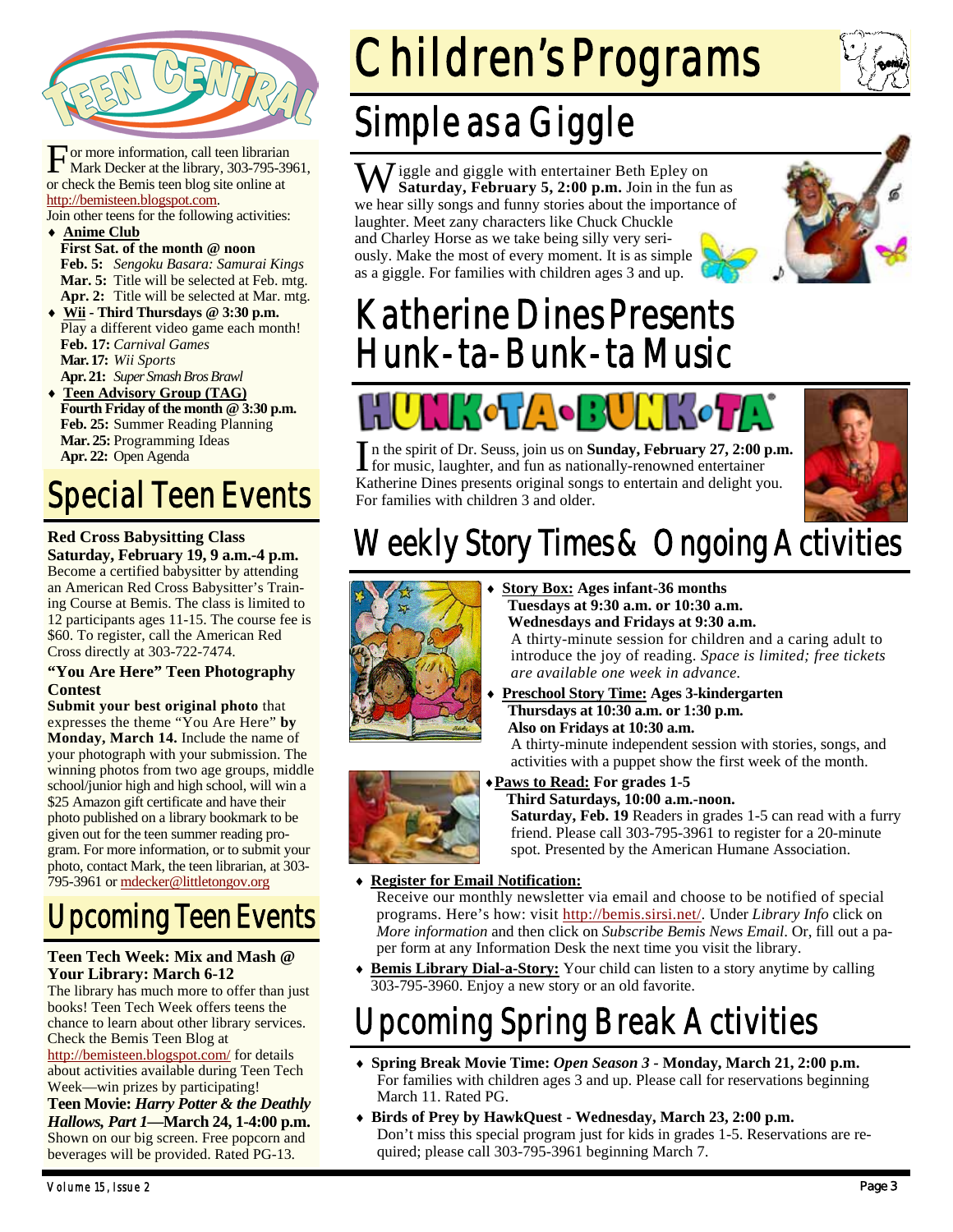For more information, call teen librarian Mark Decker at the library, 303-795-3961, or check the Bemis teen blog site online at http://bemisteen.blogspot.com.

Join other teens for the following activities:

- **Anime Club**
  **First Sat. of the month @ noon**
  **Feb. 5:** *Sengoku Basara: Samurai Kings*
  **Mar. 5:** Title will be selected at Feb. mtg.
  **Apr. 2:** Title will be selected at Mar. mtg.
- **Wii - Third Thursdays @ 3:30 p.m.**
  Play a different video game each month!
  **Feb. 17:** *Carnival Games*
  **Mar. 17:** *Wii Sports*
  **Apr. 21:** *Super Smash Bros Brawl*
- **Teen Advisory Group (TAG)**
  **Fourth Friday of the month @ 3:30 p.m.**
  **Feb. 25:** Summer Reading Planning
  **Mar. 25:** Programming Ideas
  **Apr. 22:** Open Agenda

# Special Teen Events

**Red Cross Babysitting Class**
**Saturday, February 19, 9 a.m.-4 p.m.**
Become a certified babysitter by attending an American Red Cross Babysitter's Training Course at Bemis. The class is limited to 12 participants ages 11-15. The course fee is $60. To register, call the American Red Cross directly at 303-722-7474.

**"You Are Here" Teen Photography Contest**
**Submit your best original photo** that expresses the theme "You Are Here" **by Monday, March 14.** Include the name of your photograph with your submission. The winning photos from two age groups, middle school/junior high and high school, will win a $25 Amazon gift certificate and have their photo published on a library bookmark to be given out for the teen summer reading program. For more information, or to submit your photo, contact Mark, the teen librarian, at 303-795-3961 or mdecker@littletongov.org

# Upcoming Teen Events

**Teen Tech Week: Mix and Mash @ Your Library: March 6-12**
The library has much more to offer than just books! Teen Tech Week offers teens the chance to learn about other library services. Check the Bemis Teen Blog at http://bemisteen.blogspot.com/ for details about activities available during Teen Tech Week—win prizes by participating!

**Teen Movie:** ***Harry Potter & the Deathly Hallows, Part 1*****—March 24, 1-4:00 p.m.**
Shown on our big screen. Free popcorn and beverages will be provided. Rated PG-13.

# Children's Programs

## Simple as a Giggle

Wiggle and giggle with entertainer Beth Epley on **Saturday, February 5, 2:00 p.m.** Join in the fun as we hear silly songs and funny stories about the importance of laughter. Meet zany characters like Chuck Chuckle and Charley Horse as we take being silly very seriously. Make the most of every moment. It is as simple as a giggle. For families with children ages 3 and up.

## Katherine Dines Presents Hunk-ta-Bunk-ta Music

HUNK·TA·BUNK·TA

In the spirit of Dr. Seuss, join us on **Sunday, February 27, 2:00 p.m.** for music, laughter, and fun as nationally-renowned entertainer Katherine Dines presents original songs to entertain and delight you. For families with children 3 and older.

## Weekly Story Times & Ongoing Activities

- **Story Box: Ages infant-36 months**
  **Tuesdays at 9:30 a.m. or 10:30 a.m.**
  **Wednesdays and Fridays at 9:30 a.m.**
  A thirty-minute session for children and a caring adult to introduce the joy of reading. *Space is limited; free tickets are available one week in advance.*
- **Preschool Story Time: Ages 3-kindergarten**
  **Thursdays at 10:30 a.m. or 1:30 p.m.**
  **Also on Fridays at 10:30 a.m.**
  A thirty-minute independent session with stories, songs, and activities with a puppet show the first week of the month.
- **Paws to Read: For grades 1-5**
  **Third Saturdays, 10:00 a.m.-noon.**
  **Saturday, Feb. 19** Readers in grades 1-5 can read with a furry friend. Please call 303-795-3961 to register for a 20-minute spot. Presented by the American Humane Association.
- **Register for Email Notification:**
  Receive our monthly newsletter via email and choose to be notified of special programs. Here's how: visit http://bemis.sirsi.net/. Under *Library Info* click on *More information* and then click on *Subscribe Bemis News Email*. Or, fill out a paper form at any Information Desk the next time you visit the library.
- **Bemis Library Dial-a-Story:** Your child can listen to a story anytime by calling 303-795-3960. Enjoy a new story or an old favorite.

## Upcoming Spring Break Activities

- **Spring Break Movie Time:** ***Open Season 3*** **- Monday, March 21, 2:00 p.m.**
  For families with children ages 3 and up. Please call for reservations beginning March 11. Rated PG.
- **Birds of Prey by HawkQuest - Wednesday, March 23, 2:00 p.m.**
  Don't miss this special program just for kids in grades 1-5. Reservations are required; please call 303-795-3961 beginning March 7.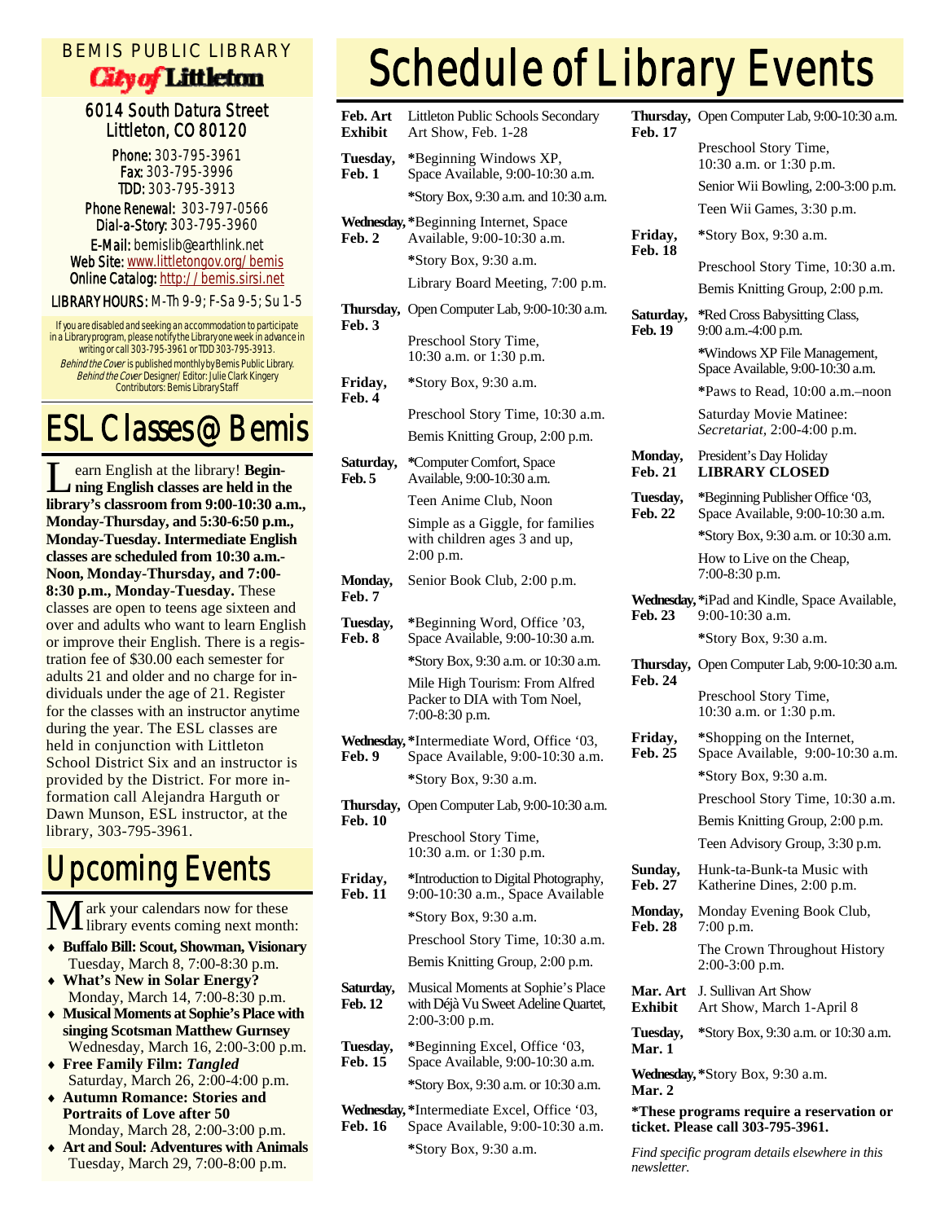BEMIS PUBLIC LIBRARY

**City of Littleton**

6014 South Datura Street
Littleton, CO 80120

Phone: 303-795-3961
Fax: 303-795-3996
TDD: 303-795-3913
Phone Renewal: 303-797-0566
Dial-a-Story: 303-795-3960
E-Mail: bemislib@earthlink.net
Web Site: www.littletongov.org/bemis
Online Catalog: http://bemis.sirsi.net

LIBRARY HOURS: M-Th 9-9; F-Sa 9-5; Su 1-5

If you are disabled and seeking an accommodation to participate in a Library program, please notify the Library one week in advance in writing or call 303-795-3961 or TDD 303-795-3913.
*Behind the Cover* is published monthly by Bemis Public Library.
*Behind the Cover* Designer/ Editor: Julie Clark Kingery
Contributors: Bemis Library Staff

# ESL Classes @ Bemis

Learn English at the library! **Beginning English classes are held in the library's classroom from 9:00-10:30 a.m., Monday-Thursday, and 5:30-6:50 p.m., Monday-Tuesday. Intermediate English classes are scheduled from 10:30 a.m.-Noon, Monday-Thursday, and 7:00-8:30 p.m., Monday-Tuesday.** These classes are open to teens age sixteen and over and adults who want to learn English or improve their English. There is a registration fee of $30.00 each semester for adults 21 and older and no charge for individuals under the age of 21. Register for the classes with an instructor anytime during the year. The ESL classes are held in conjunction with Littleton School District Six and an instructor is provided by the District. For more information call Alejandra Harguth or Dawn Munson, ESL instructor, at the library, 303-795-3961.

# Upcoming Events

Mark your calendars now for these library events coming next month:

- **Buffalo Bill: Scout, Showman, Visionary** Tuesday, March 8, 7:00-8:30 p.m.
- **What's New in Solar Energy?** Monday, March 14, 7:00-8:30 p.m.
- **Musical Moments at Sophie's Place with singing Scotsman Matthew Gurnsey** Wednesday, March 16, 2:00-3:00 p.m.
- **Free Family Film: *Tangled*** Saturday, March 26, 2:00-4:00 p.m.
- **Autumn Romance: Stories and Portraits of Love after 50** Monday, March 28, 2:00-3:00 p.m.
- **Art and Soul: Adventures with Animals** Tuesday, March 29, 7:00-8:00 p.m.

# Schedule of Library Events

| | |
|---|---|
| **Feb. Art Exhibit** | Littleton Public Schools Secondary Art Show, Feb. 1-28 |
| **Tuesday, Feb. 1** | *Beginning Windows XP, Space Available, 9:00-10:30 a.m. |
| | *Story Box, 9:30 a.m. and 10:30 a.m. |
| **Wednesday, Feb. 2** | *Beginning Internet, Space Available, 9:00-10:30 a.m. |
| | *Story Box, 9:30 a.m. |
| | Library Board Meeting, 7:00 p.m. |
| **Thursday, Feb. 3** | Open Computer Lab, 9:00-10:30 a.m. |
| | Preschool Story Time, 10:30 a.m. or 1:30 p.m. |
| **Friday, Feb. 4** | *Story Box, 9:30 a.m. |
| | Preschool Story Time, 10:30 a.m. |
| | Bemis Knitting Group, 2:00 p.m. |
| **Saturday, Feb. 5** | *Computer Comfort, Space Available, 9:00-10:30 a.m. |
| | Teen Anime Club, Noon |
| | Simple as a Giggle, for families with children ages 3 and up, 2:00 p.m. |
| **Monday, Feb. 7** | Senior Book Club, 2:00 p.m. |
| **Tuesday, Feb. 8** | *Beginning Word, Office '03, Space Available, 9:00-10:30 a.m. |
| | *Story Box, 9:30 a.m. or 10:30 a.m. |
| | Mile High Tourism: From Alfred Packer to DIA with Tom Noel, 7:00-8:30 p.m. |
| **Wednesday, Feb. 9** | *Intermediate Word, Office '03, Space Available, 9:00-10:30 a.m. |
| | *Story Box, 9:30 a.m. |
| **Thursday, Feb. 10** | Open Computer Lab, 9:00-10:30 a.m. |
| | Preschool Story Time, 10:30 a.m. or 1:30 p.m. |
| **Friday, Feb. 11** | *Introduction to Digital Photography, 9:00-10:30 a.m., Space Available |
| | *Story Box, 9:30 a.m. |
| | Preschool Story Time, 10:30 a.m. |
| | Bemis Knitting Group, 2:00 p.m. |
| **Saturday, Feb. 12** | Musical Moments at Sophie's Place with Déjà Vu Sweet Adeline Quartet, 2:00-3:00 p.m. |
| **Tuesday, Feb. 15** | *Beginning Excel, Office '03, Space Available, 9:00-10:30 a.m. |
| | *Story Box, 9:30 a.m. or 10:30 a.m. |
| **Wednesday, Feb. 16** | *Intermediate Excel, Office '03, Space Available, 9:00-10:30 a.m. |
| | *Story Box, 9:30 a.m. |
| **Thursday, Feb. 17** | Open Computer Lab, 9:00-10:30 a.m. |
| | Preschool Story Time, 10:30 a.m. or 1:30 p.m. |
| | Senior Wii Bowling, 2:00-3:00 p.m. |
| | Teen Wii Games, 3:30 p.m. |
| **Friday, Feb. 18** | *Story Box, 9:30 a.m. |
| | Preschool Story Time, 10:30 a.m. |
| | Bemis Knitting Group, 2:00 p.m. |
| **Saturday, Feb. 19** | *Red Cross Babysitting Class, 9:00 a.m.-4:00 p.m. |
| | *Windows XP File Management, Space Available, 9:00-10:30 a.m. |
| | *Paws to Read, 10:00 a.m.–noon |
| | Saturday Movie Matinee: *Secretariat*, 2:00-4:00 p.m. |
| **Monday, Feb. 21** | President's Day Holiday **LIBRARY CLOSED** |
| **Tuesday, Feb. 22** | *Beginning Publisher Office '03, Space Available, 9:00-10:30 a.m. |
| | *Story Box, 9:30 a.m. or 10:30 a.m. |
| | How to Live on the Cheap, 7:00-8:30 p.m. |
| **Wednesday, Feb. 23** | *iPad and Kindle, Space Available, 9:00-10:30 a.m. |
| | *Story Box, 9:30 a.m. |
| **Thursday, Feb. 24** | Open Computer Lab, 9:00-10:30 a.m. |
| | Preschool Story Time, 10:30 a.m. or 1:30 p.m. |
| **Friday, Feb. 25** | *Shopping on the Internet, Space Available, 9:00-10:30 a.m. |
| | *Story Box, 9:30 a.m. |
| | Preschool Story Time, 10:30 a.m. |
| | Bemis Knitting Group, 2:00 p.m. |
| | Teen Advisory Group, 3:30 p.m. |
| **Sunday, Feb. 27** | Hunk-ta-Bunk-ta Music with Katherine Dines, 2:00 p.m. |
| **Monday, Feb. 28** | Monday Evening Book Club, 7:00 p.m. |
| | The Crown Throughout History 2:00-3:00 p.m. |
| **Mar. Art Exhibit** | J. Sullivan Art Show Art Show, March 1-April 8 |
| **Tuesday, Mar. 1** | *Story Box, 9:30 a.m. or 10:30 a.m. |
| **Wednesday, Mar. 2** | *Story Box, 9:30 a.m. |

***These programs require a reservation or ticket. Please call 303-795-3961.**

*Find specific program details elsewhere in this newsletter.*